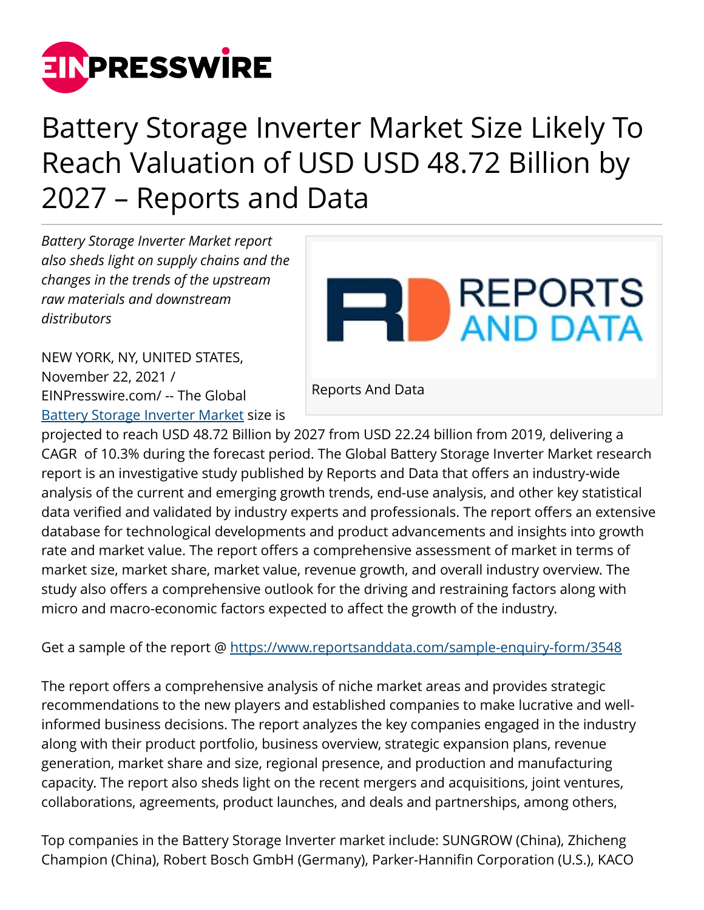# Battery Storage Inverter Market Size Likely To Reach Valuation of USD USD 48.72 Billion by 2027 – Reports and Data

*Battery Storage Inverter Market report also sheds light on supply chains and the changes in the trends of the upstream raw materials and downstream distributors*

Reports And Data

NEW YORK, NY, UNITED STATES, November 22, 2021 / EINPresswire.com/ -- The Global Battery Storage Inverter Market size is projected to reach USD 48.72 Billion by 2027 from USD 22.24 billion from 2019, delivering a CAGR of 10.3% during the forecast period. The Global Battery Storage Inverter Market research report is an investigative study published by Reports and Data that offers an industry-wide analysis of the current and emerging growth trends, end-use analysis, and other key statistical data verified and validated by industry experts and professionals. The report offers an extensive database for technological developments and product advancements and insights into growth rate and market value. The report offers a comprehensive assessment of market in terms of market size, market share, market value, revenue growth, and overall industry overview. The study also offers a comprehensive outlook for the driving and restraining factors along with micro and macro-economic factors expected to affect the growth of the industry.

Get a sample of the report @ https://www.reportsanddata.com/sample-enquiry-form/3548

The report offers a comprehensive analysis of niche market areas and provides strategic recommendations to the new players and established companies to make lucrative and well-informed business decisions. The report analyzes the key companies engaged in the industry along with their product portfolio, business overview, strategic expansion plans, revenue generation, market share and size, regional presence, and production and manufacturing capacity. The report also sheds light on the recent mergers and acquisitions, joint ventures, collaborations, agreements, product launches, and deals and partnerships, among others,

Top companies in the Battery Storage Inverter market include: SUNGROW (China), Zhicheng Champion (China), Robert Bosch GmbH (Germany), Parker-Hannifin Corporation (U.S.), KACO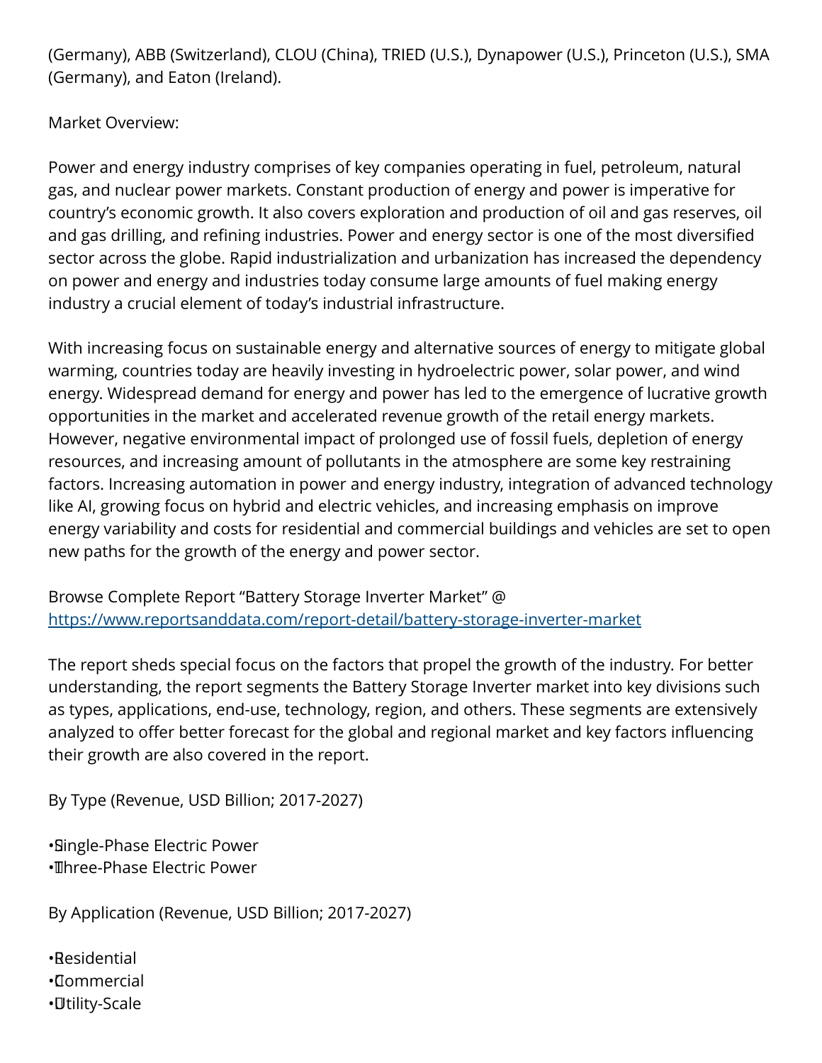(Germany), ABB (Switzerland), CLOU (China), TRIED (U.S.), Dynapower (U.S.), Princeton (U.S.), SMA (Germany), and Eaton (Ireland).

Market Overview:

Power and energy industry comprises of key companies operating in fuel, petroleum, natural gas, and nuclear power markets. Constant production of energy and power is imperative for country's economic growth. It also covers exploration and production of oil and gas reserves, oil and gas drilling, and refining industries. Power and energy sector is one of the most diversified sector across the globe. Rapid industrialization and urbanization has increased the dependency on power and energy and industries today consume large amounts of fuel making energy industry a crucial element of today's industrial infrastructure.

With increasing focus on sustainable energy and alternative sources of energy to mitigate global warming, countries today are heavily investing in hydroelectric power, solar power, and wind energy. Widespread demand for energy and power has led to the emergence of lucrative growth opportunities in the market and accelerated revenue growth of the retail energy markets. However, negative environmental impact of prolonged use of fossil fuels, depletion of energy resources, and increasing amount of pollutants in the atmosphere are some key restraining factors. Increasing automation in power and energy industry, integration of advanced technology like AI, growing focus on hybrid and electric vehicles, and increasing emphasis on improve energy variability and costs for residential and commercial buildings and vehicles are set to open new paths for the growth of the energy and power sector.

Browse Complete Report "Battery Storage Inverter Market" @ https://www.reportsanddata.com/report-detail/battery-storage-inverter-market

The report sheds special focus on the factors that propel the growth of the industry. For better understanding, the report segments the Battery Storage Inverter market into key divisions such as types, applications, end-use, technology, region, and others. These segments are extensively analyzed to offer better forecast for the global and regional market and key factors influencing their growth are also covered in the report.

By Type (Revenue, USD Billion; 2017-2027)

- Single-Phase Electric Power
- Three-Phase Electric Power

By Application (Revenue, USD Billion; 2017-2027)

- Residential
- Commercial
- Utility-Scale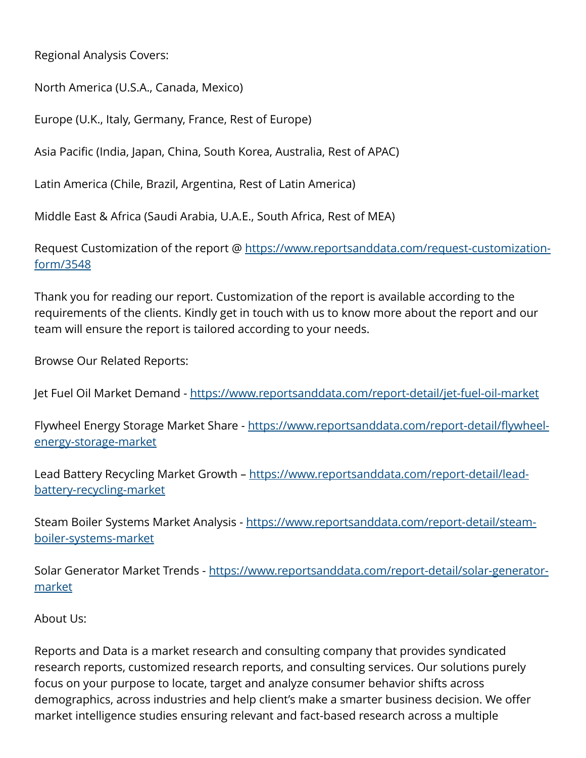Regional Analysis Covers:

North America (U.S.A., Canada, Mexico)

Europe (U.K., Italy, Germany, France, Rest of Europe)

Asia Pacific (India, Japan, China, South Korea, Australia, Rest of APAC)

Latin America (Chile, Brazil, Argentina, Rest of Latin America)

Middle East & Africa (Saudi Arabia, U.A.E., South Africa, Rest of MEA)

Request Customization of the report @ https://www.reportsanddata.com/request-customization-form/3548

Thank you for reading our report. Customization of the report is available according to the requirements of the clients. Kindly get in touch with us to know more about the report and our team will ensure the report is tailored according to your needs.

Browse Our Related Reports:

Jet Fuel Oil Market Demand - https://www.reportsanddata.com/report-detail/jet-fuel-oil-market

Flywheel Energy Storage Market Share - https://www.reportsanddata.com/report-detail/flywheel-energy-storage-market

Lead Battery Recycling Market Growth – https://www.reportsanddata.com/report-detail/lead-battery-recycling-market

Steam Boiler Systems Market Analysis - https://www.reportsanddata.com/report-detail/steam-boiler-systems-market

Solar Generator Market Trends - https://www.reportsanddata.com/report-detail/solar-generator-market

About Us:

Reports and Data is a market research and consulting company that provides syndicated research reports, customized research reports, and consulting services. Our solutions purely focus on your purpose to locate, target and analyze consumer behavior shifts across demographics, across industries and help client's make a smarter business decision. We offer market intelligence studies ensuring relevant and fact-based research across a multiple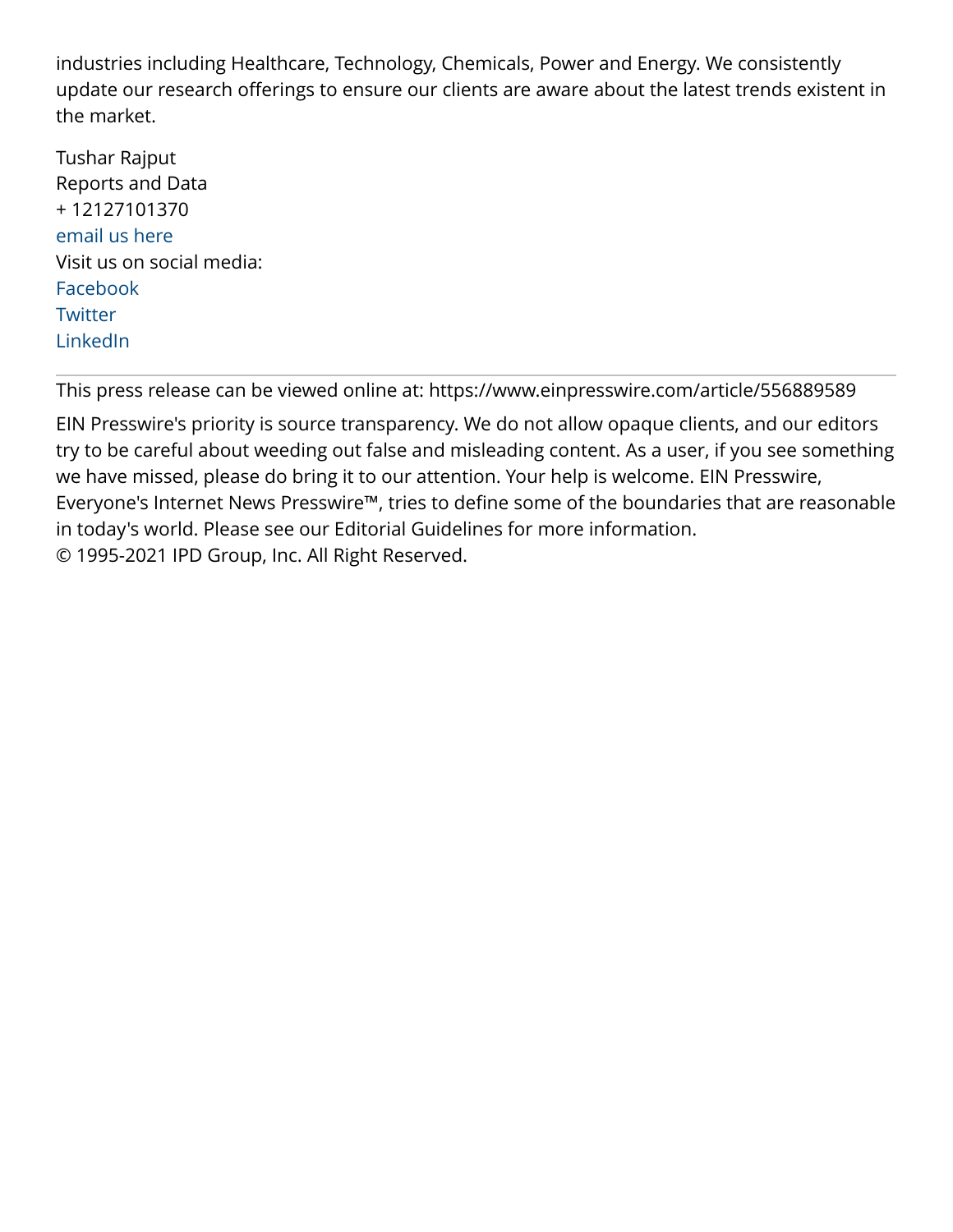industries including Healthcare, Technology, Chemicals, Power and Energy. We consistently update our research offerings to ensure our clients are aware about the latest trends existent in the market.

Tushar Rajput
Reports and Data
+ 12127101370
email us here
Visit us on social media:
Facebook
Twitter
LinkedIn

---

This press release can be viewed online at: https://www.einpresswire.com/article/556889589

EIN Presswire's priority is source transparency. We do not allow opaque clients, and our editors try to be careful about weeding out false and misleading content. As a user, if you see something we have missed, please do bring it to our attention. Your help is welcome. EIN Presswire, Everyone's Internet News Presswire™, tries to define some of the boundaries that are reasonable in today's world. Please see our Editorial Guidelines for more information.
© 1995-2021 IPD Group, Inc. All Right Reserved.